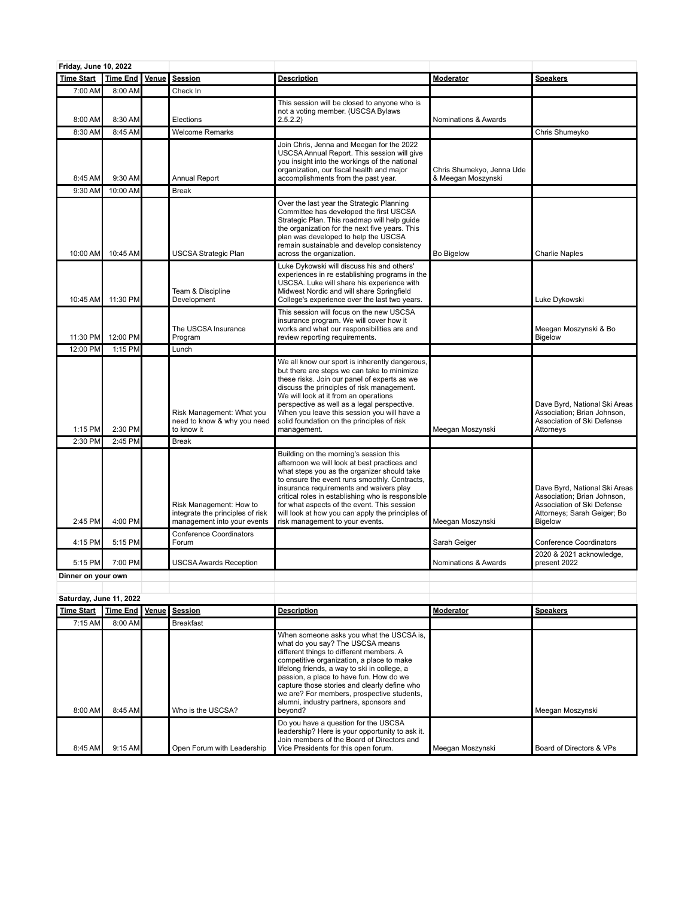**Friday, June 10, 2022**

| Time Start | Time End | Venue | Session | Description | Moderator | Speakers |
|---|---|---|---|---|---|---|
| 7:00 AM | 8:00 AM | | Check In | | | |
| 8:00 AM | 8:30 AM | | Elections | This session will be closed to anyone who is not a voting member. (USCSA Bylaws 2.5.2.2) | Nominations & Awards | |
| 8:30 AM | 8:45 AM | | Welcome Remarks | | | Chris Shumeyko |
| 8:45 AM | 9:30 AM | | Annual Report | Join Chris, Jenna and Meegan for the 2022 USCSA Annual Report. This session will give you insight into the workings of the national organization, our fiscal health and major accomplishments from the past year. | Chris Shumekyo, Jenna Ude & Meegan Moszynski | |
| 9:30 AM | 10:00 AM | | Break | | | |
| 10:00 AM | 10:45 AM | | USCSA Strategic Plan | Over the last year the Strategic Planning Committee has developed the first USCSA Strategic Plan. This roadmap will help guide the organization for the next five years. This plan was developed to help the USCSA remain sustainable and develop consistency across the organization. | Bo Bigelow | Charlie Naples |
| 10:45 AM | 11:30 PM | | Team & Discipline Development | Luke Dykowski will discuss his and others' experiences in re establishing programs in the USCSA. Luke will share his experience with Midwest Nordic and will share Springfield College's experience over the last two years. | | Luke Dykowski |
| 11:30 PM | 12:00 PM | | The USCSA Insurance Program | This session will focus on the new USCSA insurance program. We will cover how it works and what our responsibilities are and review reporting requirements. | | Meegan Moszynski & Bo Bigelow |
| 12:00 PM | 1:15 PM | | Lunch | | | |
| 1:15 PM | 2:30 PM | | Risk Management: What you need to know & why you need to know it | We all know our sport is inherently dangerous, but there are steps we can take to minimize these risks. Join our panel of experts as we discuss the principles of risk management. We will look at it from an operations perspective as well as a legal perspective. When you leave this session you will have a solid foundation on the principles of risk management. | Meegan Moszynski | Dave Byrd, National Ski Areas Association; Brian Johnson, Association of Ski Defense Attorneys |
| 2:30 PM | 2:45 PM | | Break | | | |
| 2:45 PM | 4:00 PM | | Risk Management: How to integrate the principles of risk management into your events | Building on the morning's session this afternoon we will look at best practices and what steps you as the organizer should take to ensure the event runs smoothly. Contracts, insurance requirements and waivers play critical roles in establishing who is responsible for what aspects of the event. This session will look at how you can apply the principles of risk management to your events. | Meegan Moszynski | Dave Byrd, National Ski Areas Association; Brian Johnson, Association of Ski Defense Attorneys; Sarah Geiger; Bo Bigelow |
| 4:15 PM | 5:15 PM | | Conference Coordinators Forum | | Sarah Geiger | Conference Coordinators |
| 5:15 PM | 7:00 PM | | USCSA Awards Reception | | Nominations & Awards | 2020 & 2021 acknowledge, present 2022 |

**Dinner on your own**

**Saturday, June 11, 2022**

| Time Start | Time End | Venue | Session | Description | Moderator | Speakers |
|---|---|---|---|---|---|---|
| 7:15 AM | 8:00 AM | | Breakfast | | | |
| 8:00 AM | 8:45 AM | | Who is the USCSA? | When someone asks you what the USCSA is, what do you say? The USCSA means different things to different members. A competitive organization, a place to make lifelong friends, a way to ski in college, a passion, a place to have fun. How do we capture those stories and clearly define who we are? For members, prospective students, alumni, industry partners, sponsors and beyond? | | Meegan Moszynski |
| 8:45 AM | 9:15 AM | | Open Forum with Leadership | Do you have a question for the USCSA leadership? Here is your opportunity to ask it. Join members of the Board of Directors and Vice Presidents for this open forum. | Meegan Moszynski | Board of Directors & VPs |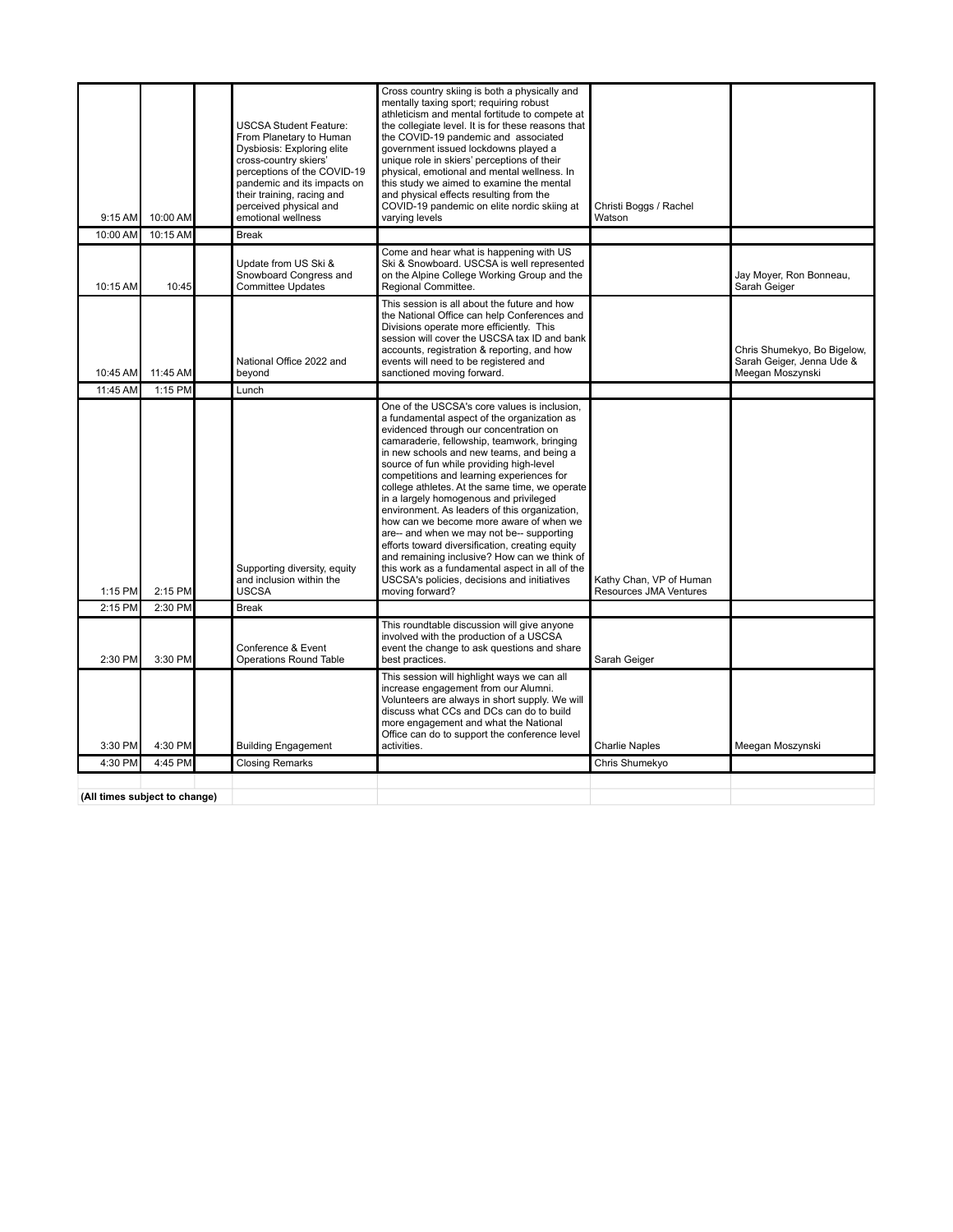| | | | | | | |
|---|---|---|---|---|---|---|
| 9:15 AM | 10:00 AM | | USCSA Student Feature: From Planetary to Human Dysbiosis: Exploring elite cross-country skiers' perceptions of the COVID-19 pandemic and its impacts on their training, racing and perceived physical and emotional wellness | Cross country skiing is both a physically and mentally taxing sport; requiring robust athleticism and mental fortitude to compete at the collegiate level. It is for these reasons that the COVID-19 pandemic and associated government issued lockdowns played a unique role in skiers' perceptions of their physical, emotional and mental wellness. In this study we aimed to examine the mental and physical effects resulting from the COVID-19 pandemic on elite nordic skiing at varying levels | Christi Boggs / Rachel Watson | |
| 10:00 AM | 10:15 AM | | Break | | | |
| 10:15 AM | 10:45 | | Update from US Ski & Snowboard Congress and Committee Updates | Come and hear what is happening with US Ski & Snowboard. USCSA is well represented on the Alpine College Working Group and the Regional Committee. | | Jay Moyer, Ron Bonneau, Sarah Geiger |
| 10:45 AM | 11:45 AM | | National Office 2022 and beyond | This session is all about the future and how the National Office can help Conferences and Divisions operate more efficiently. This session will cover the USCSA tax ID and bank accounts, registration & reporting, and how events will need to be registered and sanctioned moving forward. | | Chris Shumekyo, Bo Bigelow, Sarah Geiger, Jenna Ude & Meegan Moszynski |
| 11:45 AM | 1:15 PM | | Lunch | | | |
| 1:15 PM | 2:15 PM | | Supporting diversity, equity and inclusion within the USCSA | One of the USCSA's core values is inclusion, a fundamental aspect of the organization as evidenced through our concentration on camaraderie, fellowship, teamwork, bringing in new schools and new teams, and being a source of fun while providing high-level competitions and learning experiences for college athletes. At the same time, we operate in a largely homogenous and privileged environment. As leaders of this organization, how can we become more aware of when we are-- and when we may not be-- supporting efforts toward diversification, creating equity and remaining inclusive? How can we think of this work as a fundamental aspect in all of the USCSA's policies, decisions and initiatives moving forward? | Kathy Chan, VP of Human Resources JMA Ventures | |
| 2:15 PM | 2:30 PM | | Break | | | |
| 2:30 PM | 3:30 PM | | Conference & Event Operations Round Table | This roundtable discussion will give anyone involved with the production of a USCSA event the change to ask questions and share best practices. | Sarah Geiger | |
| 3:30 PM | 4:30 PM | | Building Engagement | This session will highlight ways we can all increase engagement from our Alumni. Volunteers are always in short supply. We will discuss what CCs and DCs can do to build more engagement and what the National Office can do to support the conference level activities. | Charlie Naples | Meegan Moszynski |
| 4:30 PM | 4:45 PM | | Closing Remarks | | Chris Shumekyo | |

**(All times subject to change)**